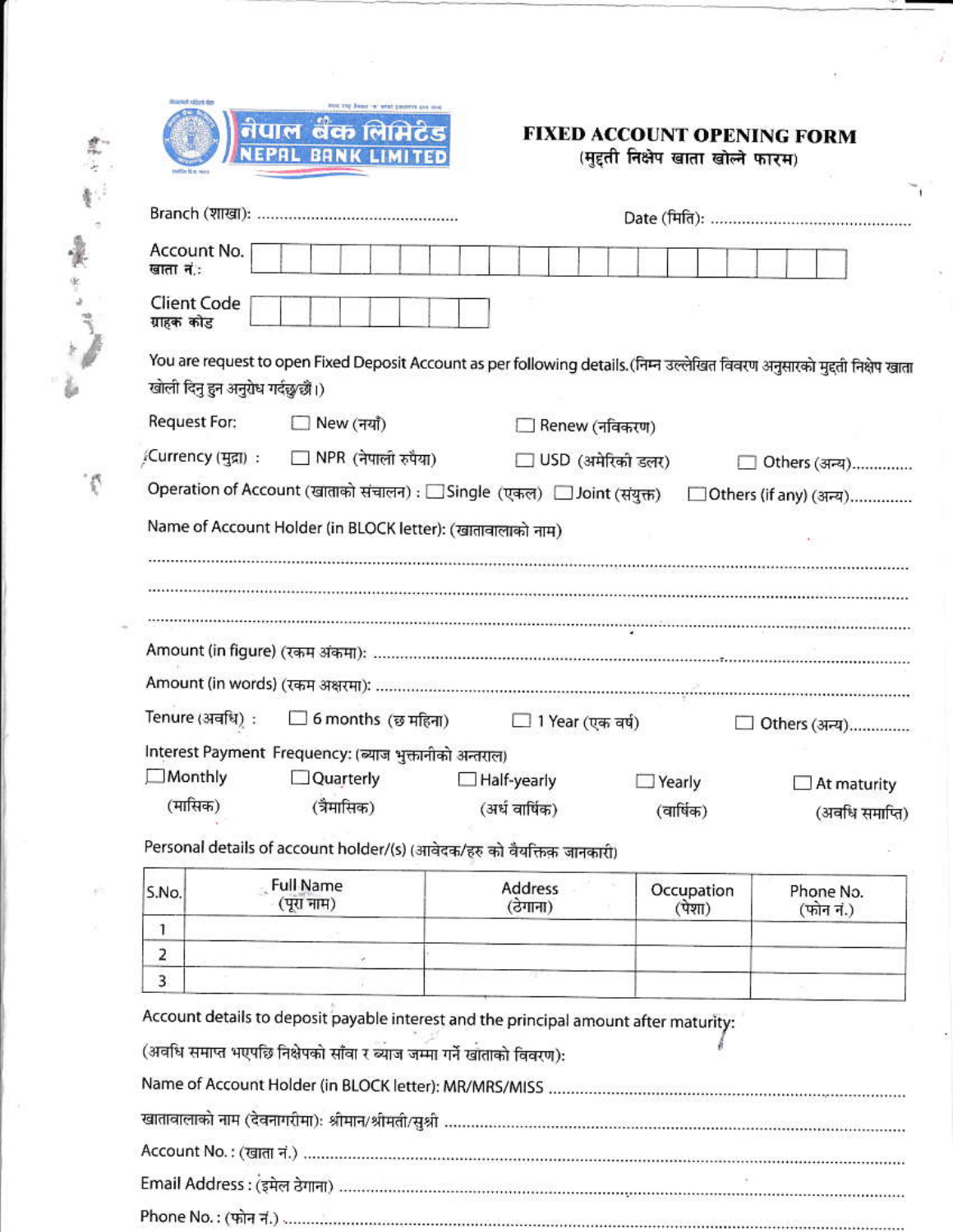**नेपाल बैंक लिमिटेड**
**NEPAL BANK LIMITED**

# FIXED ACCOUNT OPENING FORM
## (मुद्दती निक्षेप खाता खोल्ने फारम)

Branch (शाखा): ............................................ Date (मिति): ............................................

Account No. खाता नं.: | | | | | | | | | | | | | | | | | | | | |

Client Code ग्राहक कोड | | | | | | | | |

You are request to open Fixed Deposit Account as per following details.(निम्न उल्लेखित विवरण अनुसारको मुद्दती निक्षेप खाता खोली दिनु हुन अनुरोध गर्दछु/छौं।)

Request For: ☐ New (नयाँ) ☐ Renew (नविकरण)

Currency (मुद्रा) : ☐ NPR (नेपाली रुपैया) ☐ USD (अमेरिकी डलर) ☐ Others (अन्य)..............

Operation of Account (खाताको संचालन) : ☐ Single (एकल) ☐ Joint (संयुक्त) ☐ Others (if any) (अन्य)..............

Name of Account Holder (in BLOCK letter): (खातावालाको नाम)

..........................................................................................................................................

..........................................................................................................................................

..........................................................................................................................................

Amount (in figure) (रकम अंकमा): ..........................................................................................................

Amount (in words) (रकम अक्षरमा): ..........................................................................................................

Tenure (अवधि) : ☐ 6 months (छ महिना) ☐ 1 Year (एक वर्ष) ☐ Others (अन्य)..............

Interest Payment Frequency: (ब्याज भुक्तानीको अन्तराल)

☐ Monthly (मासिक) ☐ Quarterly (त्रैमासिक) ☐ Half-yearly (अर्ध वार्षिक) ☐ Yearly (वार्षिक) ☐ At maturity (अवधि समाप्ति)

Personal details of account holder/(s) (आवेदक/हरु को वैयक्तिक जानकारी)

| S.No. | Full Name (पूरा नाम) | Address (ठेगाना) | Occupation (पेशा) | Phone No. (फोन नं.) |
|---|---|---|---|---|
| 1 | | | | |
| 2 | | | | |
| 3 | | | | |

Account details to deposit payable interest and the principal amount after maturity:

(अवधि समाप्त भएपछि निक्षेपको साँवा र ब्याज जम्मा गर्ने खाताको विवरण):

Name of Account Holder (in BLOCK letter): MR/MRS/MISS ..........................................................................

खातावालाको नाम (देवनागरीमा): श्रीमान/श्रीमती/सुश्री ..........................................................................

Account No. : (खाता नं.) ..........................................................................................................

Email Address : (इमेल ठेगाना) ..........................................................................................................

Phone No. : (फोन नं.) ..........................................................................................................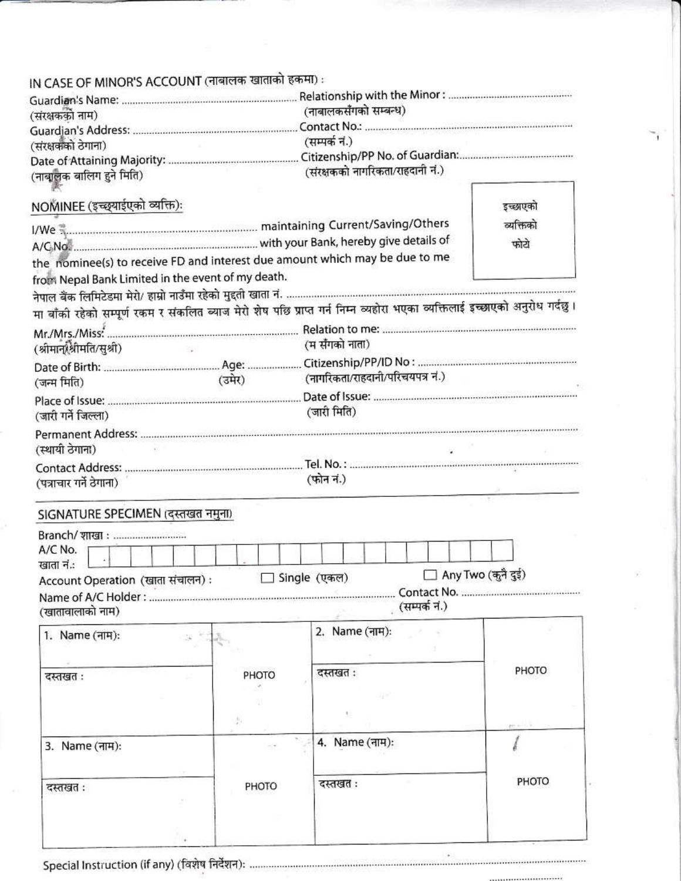## IN CASE OF MINOR'S ACCOUNT (नाबालक खाताको हकमा) :

Guardian's Name: ............................................ Relationship with the Minor : ............................................
(संरक्षकको नाम) (नाबालकसँगको सम्बन्ध)

Guardian's Address: ............................................ Contact No.: ............................................
(संरक्षकको ठेगाना) (सम्पर्क नं.)

Date of Attaining Majority: ............................................ Citizenship/PP No. of Guardian: ............................................
(नाबालक बालिग हुने मिति) (संरक्षकको नागरिकता/राहदानी नं.)

## NOMINEE (इच्छ्याईएको व्यक्ति):

इच्छाएको व्यक्तिको फोटो

I/We ............................................ maintaining Current/Saving/Others A/C No. ............................................ with your Bank, hereby give details of the nominee(s) to receive FD and interest due amount which may be due to me from Nepal Bank Limited in the event of my death.

नेपाल बैंक लिमिटेडमा मेरो/ हाम्रो नाउँमा रहेको मुद्दती खाता नं. ............................................ मा बाँकी रहेको सम्पूर्ण रकम र संकलित ब्याज मेरो शेष पछि प्राप्त गर्न निम्न व्यहोरा भएका व्यक्तिलाई इच्छाएको अनुरोध गर्दछु ।

Mr./Mrs./Miss: ............................................ Relation to me: ............................................
(श्रीमान्/श्रीमति/सुश्री) (म सँगको नाता)

Date of Birth: .................... Age: .................... Citizenship/PP/ID No : ............................................
(जन्म मिति) (उमेर) (नागरिकता/राहदानी/परिचयपत्र नं.)

Place of Issue: ............................................ Date of Issue: ............................................
(जारी गर्ने जिल्ला) (जारी मिति)

Permanent Address: ............................................
(स्थायी ठेगाना)

Contact Address: ............................................ Tel. No. : ............................................
(पत्राचार गर्ने ठेगाना) (फोन नं.)

## SIGNATURE SPECIMEN (दस्तखत नमुना)

Branch/ शाखा : ....................

A/C No.
खाता नं.: | | | | | | | | | | | | | | | | | | | | |

Account Operation (खाता संचालन) : ☐ Single (एकल) ☐ Any Two (कुनै दुई)

Name of A/C Holder : ............................................ Contact No. ............................................
(खातावालाको नाम) (सम्पर्क नं.)

| 1. Name (नाम): | PHOTO | 2. Name (नाम): | PHOTO |
|---|---|---|---|
| दस्तखत : | | दस्तखत : | |
| 3. Name (नाम): | PHOTO | 4. Name (नाम): | PHOTO |
| दस्तखत : | | दस्तखत : | |

Special Instruction (if any) (विशेष निर्देशन): ............................................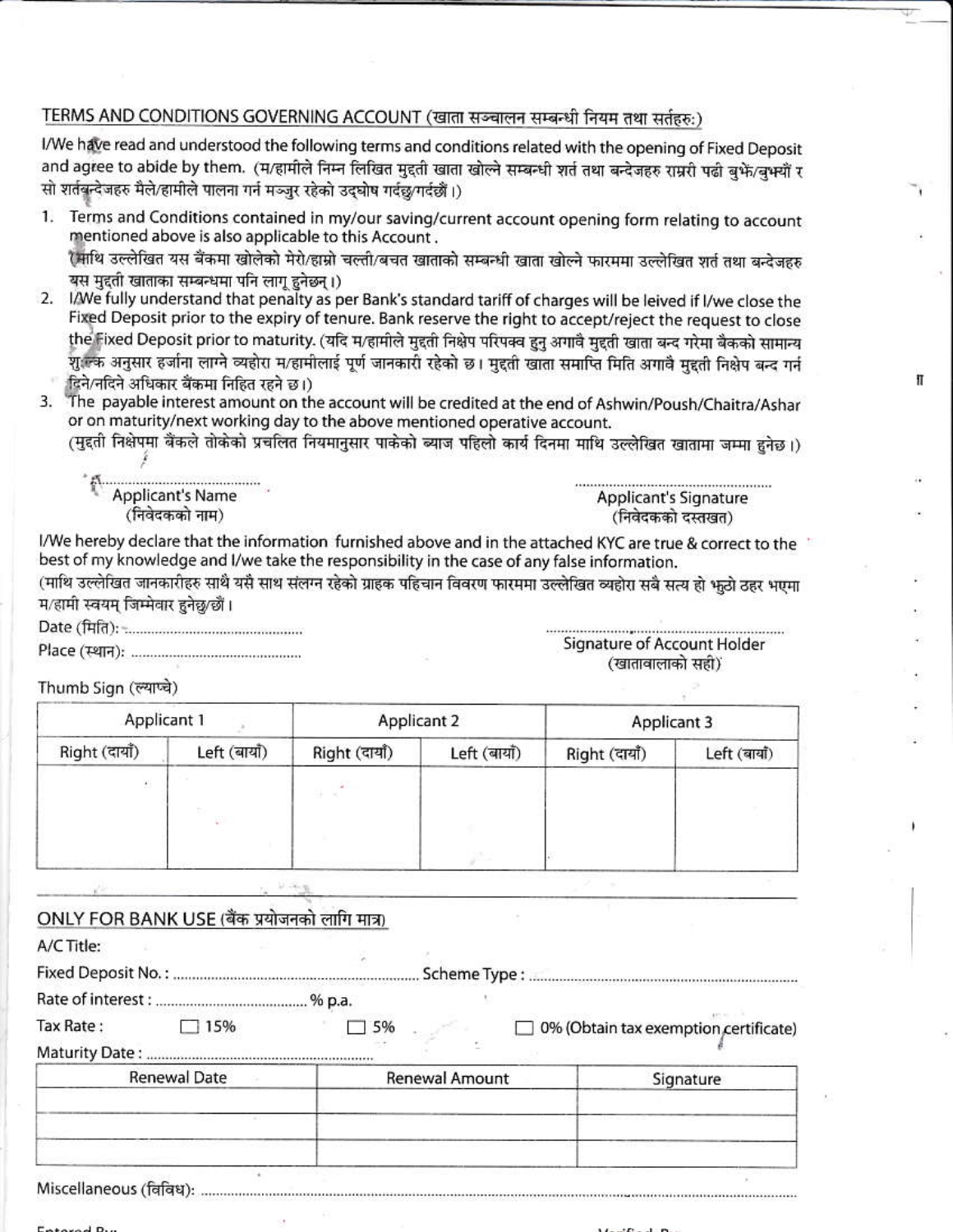## TERMS AND CONDITIONS GOVERNING ACCOUNT (खाता सञ्चालन सम्बन्धी नियम तथा सर्तहरु:)

I/We have read and understood the following terms and conditions related with the opening of Fixed Deposit and agree to abide by them. (म/हामीले निम्न लिखित मुद्दती खाता खोल्ने सम्बन्धी शर्त तथा बन्देजहरु राम्ररी पढी बुझें/बुझ्यौं र सो शर्तबन्देजहरु मैले/हामीले पालना गर्न मञ्जुर रहेको उद्घोष गर्दछु/गर्दछौं ।)

1. Terms and Conditions contained in my/our saving/current account opening form relating to account mentioned above is also applicable to this Account.
   (माथि उल्लेखित यस बैंकमा खोलेको मेरो/हाम्रो चल्ती/बचत खाताको सम्बन्धी खाता खोल्ने फारममा उल्लेखित शर्त तथा बन्देजहरु यस मुद्दती खाताका सम्बन्धमा पनि लागू हुनेछन् ।)
2. I/We fully understand that penalty as per Bank's standard tariff of charges will be leived if I/we close the Fixed Deposit prior to the expiry of tenure. Bank reserve the right to accept/reject the request to close the Fixed Deposit prior to maturity. (यदि म/हामीले मुद्दती निक्षेप परिपक्व हुनु अगावै मुद्दती खाता बन्द गरेमा बैंकको सामान्य शुल्क अनुसार हर्जाना लाग्ने व्यहोरा म/हामीलाई पूर्ण जानकारी रहेको छ । मुद्दती खाता समाप्ति मिति अगावै मुद्दती निक्षेप बन्द गर्न दिने/नदिने अधिकार बैंकमा निहित रहने छ ।)
3. The payable interest amount on the account will be credited at the end of Ashwin/Poush/Chaitra/Ashar or on maturity/next working day to the above mentioned operative account.
   (मुद्दती निक्षेपमा बैंकले तोकेको प्रचलित नियमानुसार पाकेको ब्याज पहिलो कार्य दिनमा माथि उल्लेखित खातामा जम्मा हुनेछ ।)

............................................
Applicant's Name (निवेदकको नाम)

............................................
Applicant's Signature (निवेदकको दस्तखत)

I/We hereby declare that the information furnished above and in the attached KYC are true & correct to the best of my knowledge and I/we take the responsibility in the case of any false information.
(माथि उल्लेखित जानकारीहरु साथै यसै साथ संलग्न रहेको ग्राहक पहिचान विवरण फारममा उल्लेखित व्यहोरा सबै सत्य हो झुठो ठहर भएमा म/हामी स्वयम् जिम्मेवार हुनेछु/छौं ।

Date (मिति): ............................................

Place (स्थान): ............................................

............................................
Signature of Account Holder (खातावालाको सही)

Thumb Sign (ल्याप्चे)

| Applicant 1 | | Applicant 2 | | Applicant 3 | |
|---|---|---|---|---|---|
| Right (दायाँ) | Left (बायाँ) | Right (दायाँ) | Left (बायाँ) | Right (दायाँ) | Left (बायाँ) |
| | | | | | |

## ONLY FOR BANK USE (बैंक प्रयोजनको लागि मात्र)

A/C Title:

Fixed Deposit No.: ............................................ Scheme Type: ............................................

Rate of interest: .................................... % p.a.

Tax Rate: ☐ 15% ☐ 5% ☐ 0% (Obtain tax exemption certificate)

Maturity Date: ............................................

| Renewal Date | Renewal Amount | Signature |
|---|---|---|
| | | |
| | | |
| | | |

Miscellaneous (विविध): ............................................